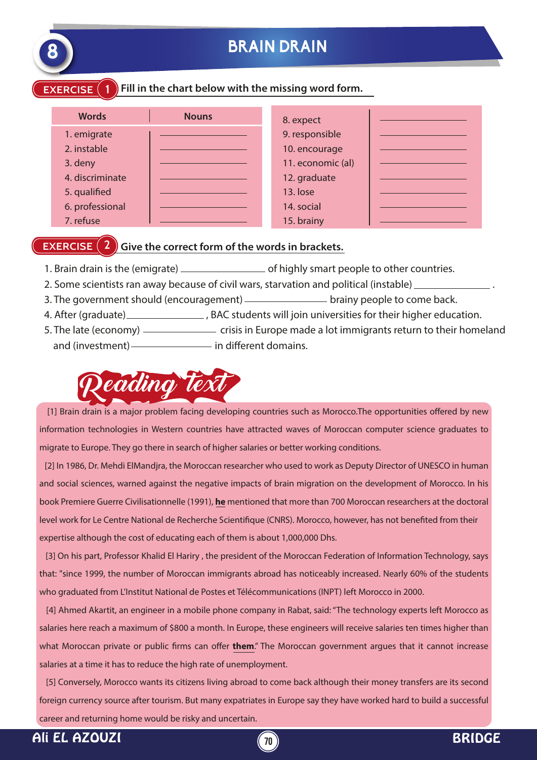# 8 BRAIN DRAIN

## EXERCISE 1 Fill in the chart below with the missing word form.

| Words | Nouns | | |
|---|---|---|---|
| 1. emigrate | ______ | 8. expect | ______ |
| 2. instable | ______ | 9. responsible | ______ |
| 3. deny | ______ | 10. encourage | ______ |
| 4. discriminate | ______ | 11. economic (al) | ______ |
| 5. qualified | ______ | 12. graduate | ______ |
| 6. professional | ______ | 13. lose | ______ |
| 7. refuse | ______ | 14. social | ______ |
| | | 15. brainy | ______ |

## EXERCISE 2 Give the correct form of the words in brackets.

1. Brain drain is the (emigrate) ______________ of highly smart people to other countries.
2. Some scientists ran away because of civil wars, starvation and political (instable) ______________ .
3. The government should (encouragement) ______________ brainy people to come back.
4. After (graduate) ______________ , BAC students will join universities for their higher education.
5. The late (economy) ______________ crisis in Europe made a lot immigrants return to their homeland and (investment) ______________ in different domains.

## Reading text

[1] Brain drain is a major problem facing developing countries such as Morocco.The opportunities offered by new information technologies in Western countries have attracted waves of Moroccan computer science graduates to migrate to Europe. They go there in search of higher salaries or better working conditions.

[2] In 1986, Dr. Mehdi ElMandjra, the Moroccan researcher who used to work as Deputy Director of UNESCO in human and social sciences, warned against the negative impacts of brain migration on the development of Morocco. In his book Premiere Guerre Civilisationnelle (1991), **he** mentioned that more than 700 Moroccan researchers at the doctoral level work for Le Centre National de Recherche Scientifique (CNRS). Morocco, however, has not benefited from their expertise although the cost of educating each of them is about 1,000,000 Dhs.

[3] On his part, Professor Khalid El Hariry , the president of the Moroccan Federation of Information Technology, says that: "since 1999, the number of Moroccan immigrants abroad has noticeably increased. Nearly 60% of the students who graduated from L'Institut National de Postes et Télécommunications (INPT) left Morocco in 2000.

[4] Ahmed Akartit, an engineer in a mobile phone company in Rabat, said: "The technology experts left Morocco as salaries here reach a maximum of $800 a month. In Europe, these engineers will receive salaries ten times higher than what Moroccan private or public firms can offer **them**." The Moroccan government argues that it cannot increase salaries at a time it has to reduce the high rate of unemployment.

[5] Conversely, Morocco wants its citizens living abroad to come back although their money transfers are its second foreign currency source after tourism. But many expatriates in Europe say they have worked hard to build a successful career and returning home would be risky and uncertain.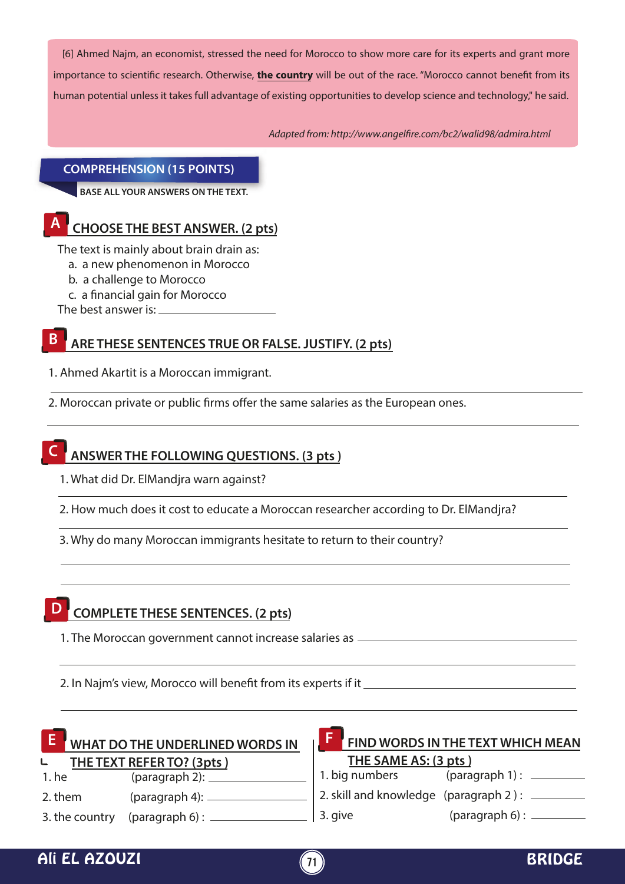[6] Ahmed Najm, an economist, stressed the need for Morocco to show more care for its experts and grant more importance to scientific research. Otherwise, **the country** will be out of the race. "Morocco cannot benefit from its human potential unless it takes full advantage of existing opportunities to develop science and technology," he said.

*Adapted from: http://www.angelfire.com/bc2/walid98/admira.html*

## COMPREHENSION (15 POINTS)

**BASE ALL YOUR ANSWERS ON THE TEXT.**

### A CHOOSE THE BEST ANSWER. (2 pts)

The text is mainly about brain drain as:

a. a new phenomenon in Morocco
b. a challenge to Morocco
c. a financial gain for Morocco

The best answer is: ____________________

### B ARE THESE SENTENCES TRUE OR FALSE. JUSTIFY. (2 pts)

1. Ahmed Akartit is a Moroccan immigrant.

____________________

2. Moroccan private or public firms offer the same salaries as the European ones.

____________________

### C ANSWER THE FOLLOWING QUESTIONS. (3 pts )

1. What did Dr. ElMandjra warn against?

____________________

2. How much does it cost to educate a Moroccan researcher according to Dr. ElMandjra?

____________________

3. Why do many Moroccan immigrants hesitate to return to their country?

____________________

____________________

### D COMPLETE THESE SENTENCES. (2 pts)

1. The Moroccan government cannot increase salaries as ____________________

____________________

2. In Najm's view, Morocco will benefit from its experts if it ____________________

____________________

### E WHAT DO THE UNDERLINED WORDS IN THE TEXT REFER TO? (3pts )

1. he (paragraph 2): ____________
2. them (paragraph 4): ____________
3. the country (paragraph 6) : ____________

### F FIND WORDS IN THE TEXT WHICH MEAN THE SAME AS: (3 pts )

1. big numbers (paragraph 1) : ____________
2. skill and knowledge (paragraph 2 ) : ____________
3. give (paragraph 6) : ____________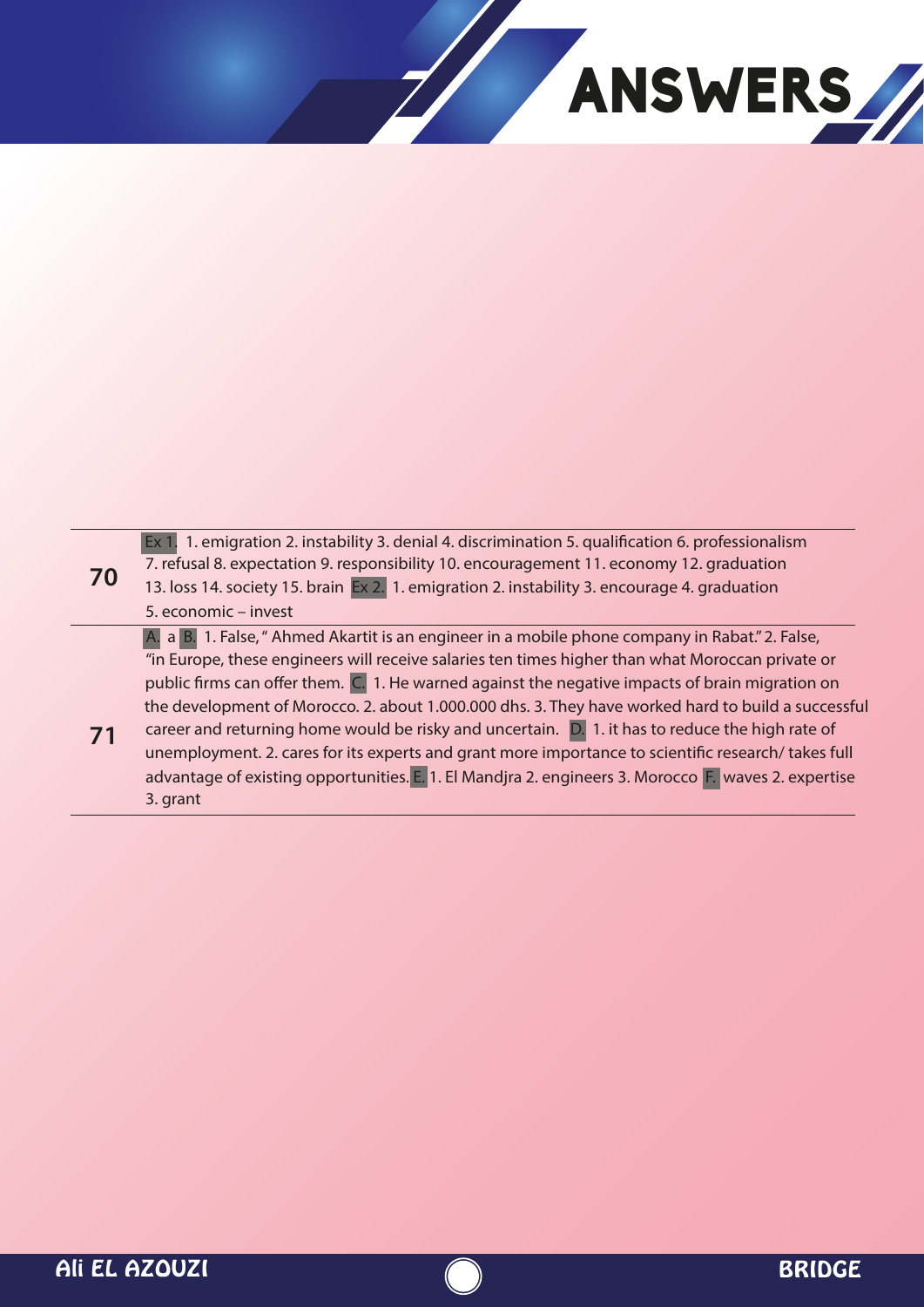# ANSWERS

| | |
|---|---|
| 70 | Ex 1. 1. emigration 2. instability 3. denial 4. discrimination 5. qualification 6. professionalism 7. refusal 8. expectation 9. responsibility 10. encouragement 11. economy 12. graduation 13. loss 14. society 15. brain Ex 2. 1. emigration 2. instability 3. encourage 4. graduation 5. economic – invest |
| 71 | A. a B. 1. False, " Ahmed Akartit is an engineer in a mobile phone company in Rabat." 2. False, "in Europe, these engineers will receive salaries ten times higher than what Moroccan private or public firms can offer them. C. 1. He warned against the negative impacts of brain migration on the development of Morocco. 2. about 1.000.000 dhs. 3. They have worked hard to build a successful career and returning home would be risky and uncertain. D. 1. it has to reduce the high rate of unemployment. 2. cares for its experts and grant more importance to scientific research/ takes full advantage of existing opportunities. E. 1. El Mandjra 2. engineers 3. Morocco F. waves 2. expertise 3. grant |